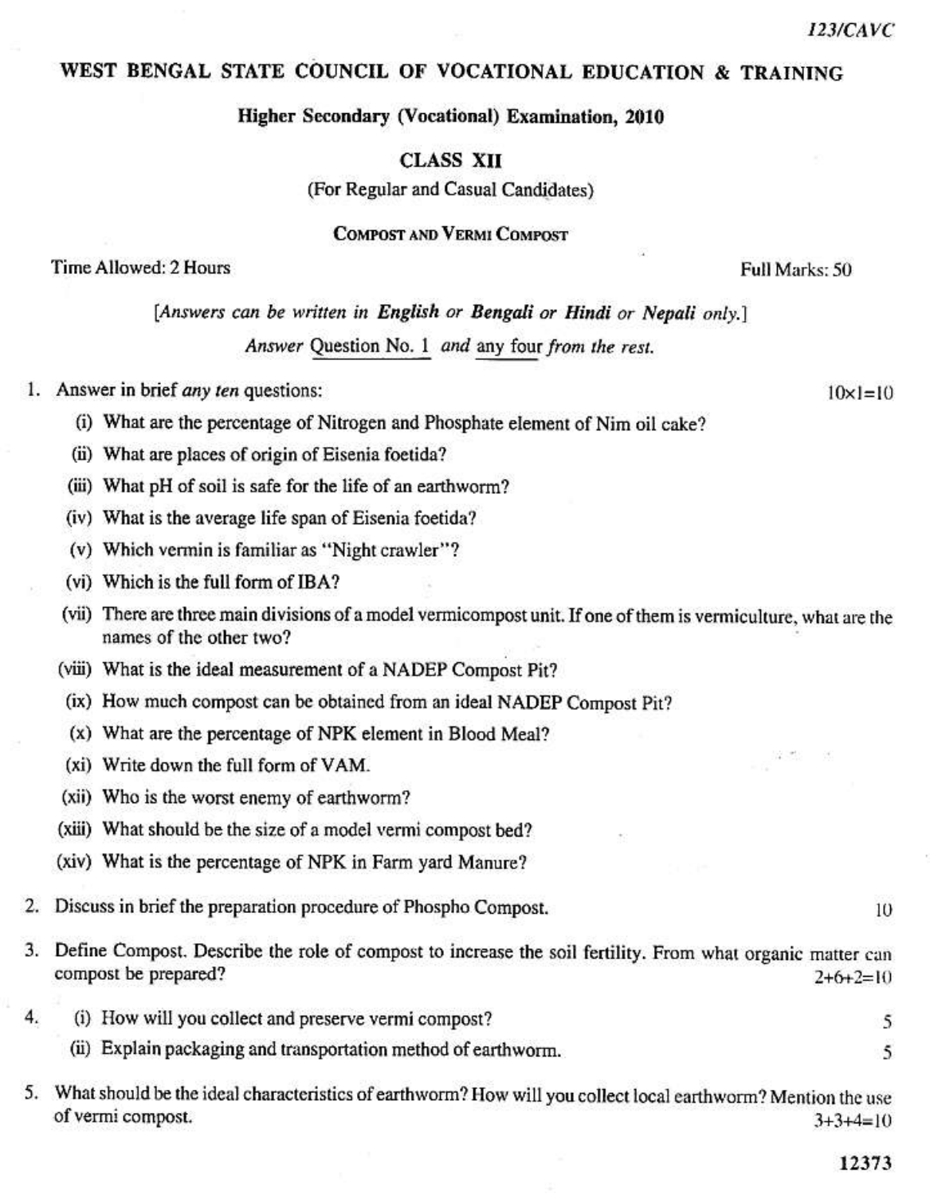# WEST BENGAL STATE COUNCIL OF VOCATIONAL EDUCATION & TRAINING

## Higher Secondary (Vocational) Examination, 2010

### CLASS XII

(For Regular and Casual Candidates)

### COMPOST AND VERMI COMPOST

Time Allowed: 2 Hours | Full Marks: 50

*[Answers can be written in **English** or **Bengali** or **Hindi** or **Nepali** only.]*

*Answer* Question No. 1 *and* any four *from the rest.*

1. Answer in brief *any ten* questions: 10×1=10
   - (i) What are the percentage of Nitrogen and Phosphate element of Nim oil cake?
   - (ii) What are places of origin of Eisenia foetida?
   - (iii) What pH of soil is safe for the life of an earthworm?
   - (iv) What is the average life span of Eisenia foetida?
   - (v) Which vermin is familiar as "Night crawler"?
   - (vi) Which is the full form of IBA?
   - (vii) There are three main divisions of a model vermicompost unit. If one of them is vermiculture, what are the names of the other two?
   - (viii) What is the ideal measurement of a NADEP Compost Pit?
   - (ix) How much compost can be obtained from an ideal NADEP Compost Pit?
   - (x) What are the percentage of NPK element in Blood Meal?
   - (xi) Write down the full form of VAM.
   - (xii) Who is the worst enemy of earthworm?
   - (xiii) What should be the size of a model vermi compost bed?
   - (xiv) What is the percentage of NPK in Farm yard Manure?

2. Discuss in brief the preparation procedure of Phospho Compost. 10

3. Define Compost. Describe the role of compost to increase the soil fertility. From what organic matter can compost be prepared? 2+6+2=10

4. (i) How will you collect and preserve vermi compost? 5

   (ii) Explain packaging and transportation method of earthworm. 5

5. What should be the ideal characteristics of earthworm? How will you collect local earthworm? Mention the use of vermi compost. 3+3+4=10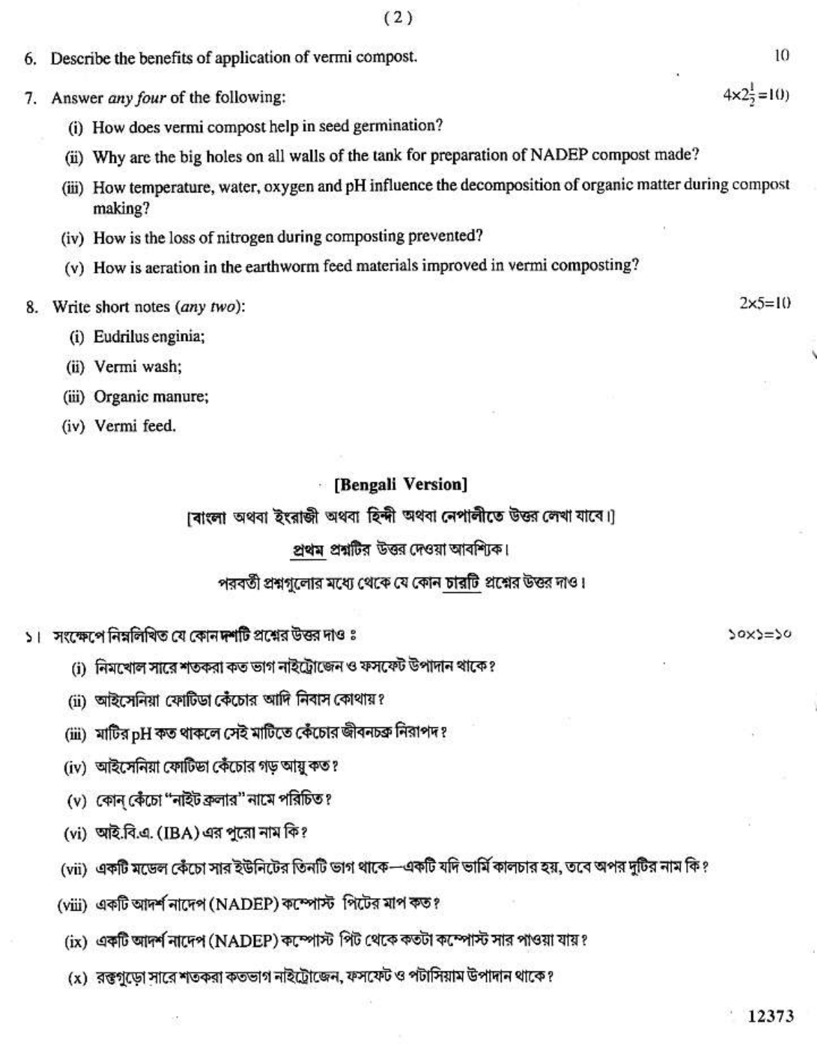6. Describe the benefits of application of vermi compost. 10

7. Answer *any four* of the following: $4\times2\frac{1}{2}=10$

   (i) How does vermi compost help in seed germination?

   (ii) Why are the big holes on all walls of the tank for preparation of NADEP compost made?

   (iii) How temperature, water, oxygen and pH influence the decomposition of organic matter during compost making?

   (iv) How is the loss of nitrogen during composting prevented?

   (v) How is aeration in the earthworm feed materials improved in vermi composting?

8. Write short notes (*any two*): $2\times5=10$

   (i) Eudrilus enginia;

   (ii) Vermi wash;

   (iii) Organic manure;

   (iv) Vermi feed.

## [Bengali Version]

[বাংলা অথবা ইংরাজী অথবা হিন্দী অথবা নেপালীতে উত্তর লেখা যাবে।]

প্রথম প্রশ্নটির উত্তর দেওয়া আবশ্যিক।

পরবর্তী প্রশ্নগুলোর মধ্যে থেকে যে কোন চারটি প্রশ্নের উত্তর দাও।

১। সংক্ষেপে নিম্নলিখিত যে কোন **দশটি** প্রশ্নের উত্তর দাও : ১০×১=১০

   (i) নিমখোল সারে শতকরা কত ভাগ নাইট্রোজেন ও ফসফেট উপাদান থাকে?

   (ii) আইসেনিয়া ফোটিডা কেঁচোর আদি নিবাস কোথায়?

   (iii) মাটির pH কত থাকলে সেই মাটিতে কেঁচোর জীবনচক্র নিরাপদ?

   (iv) আইসেনিয়া ফোটিডা কেঁচোর গড় আয়ু কত?

   (v) কোন্ কেঁচো "নাইট ক্রলার" নামে পরিচিত?

   (vi) আই.বি.এ. (IBA) এর পুরো নাম কি?

   (vii) একটি মডেল কেঁচো সার ইউনিটের তিনটি ভাগ থাকে—একটি যদি ভার্মি কালচার হয়, তবে অপর দুটির নাম কি?

   (viii) একটি আদর্শ নাদেপ (NADEP) কম্পোস্ট পিটের মাপ কত?

   (ix) একটি আদর্শ নাদেপ (NADEP) কম্পোস্ট পিট থেকে কতটা কম্পোস্ট সার পাওয়া যায়?

   (x) রক্তগুড়ো সারে শতকরা কতভাগ নাইট্রোজেন, ফসফেট ও পটাসিয়াম উপাদান থাকে?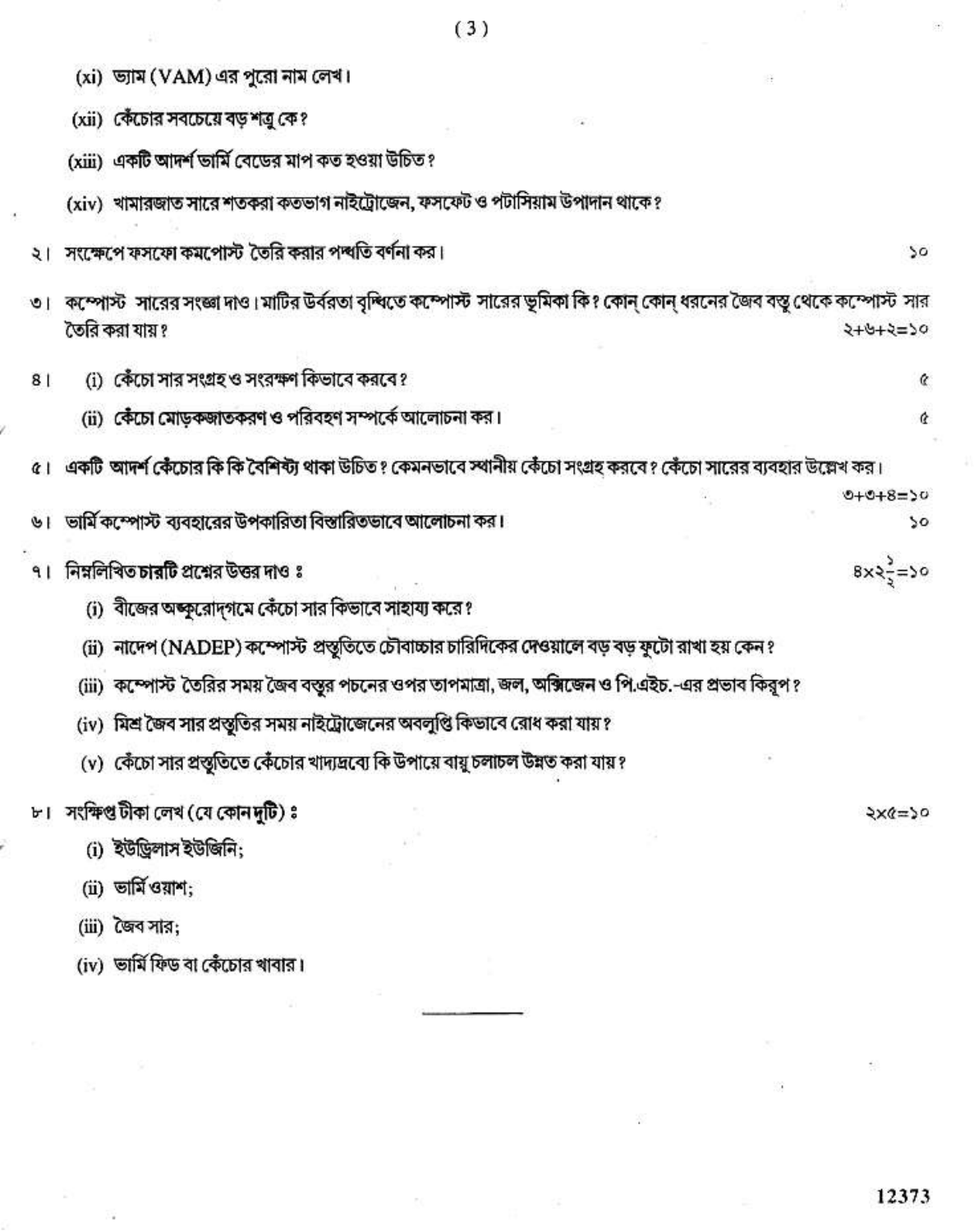(xi) ভ্যাম (VAM) এর পুরো নাম লেখ।

(xii) কেঁচোর সবচেয়ে বড় শত্রু কে?

(xiii) একটি আদর্শ ভার্মি বেডের মাপ কত হওয়া উচিত?

(xiv) খামারজাত সারে শতকরা কতভাগ নাইট্রোজেন, ফসফেট ও পটাসিয়াম উপাদান থাকে?

২। সংক্ষেপে ফসফো কমপোস্ট তৈরি করার পদ্ধতি বর্ণনা কর। ১০

৩। কম্পোস্ট সারের সংজ্ঞা দাও। মাটির উর্বরতা বৃদ্ধিতে কম্পোস্ট সারের ভূমিকা কি? কোন্ কোন্ ধরনের জৈব বস্তু থেকে কম্পোস্ট সার তৈরি করা যায়? ২+৬+২=১০

৪। (i) কেঁচো সার সংগ্রহ ও সংরক্ষণ কিভাবে করবে? ৫

(ii) কেঁচো মোড়কজাতকরণ ও পরিবহণ সম্পর্কে আলোচনা কর। ৫

৫। একটি আদর্শ কেঁচোর কি কি বৈশিষ্ট্য থাকা উচিত? কেমনভাবে স্থানীয় কেঁচো সংগ্রহ করবে? কেঁচো সারের ব্যবহার উল্লেখ কর। ৩+৩+৪=১০

৬। ভার্মি কম্পোস্ট ব্যবহারের উপকারিতা বিস্তারিতভাবে আলোচনা কর। ১০

৭। নিম্নলিখিত **চারটি** প্রশ্নের উত্তর দাও : $৪\times২\frac{১}{২}=১০$

(i) বীজের অঙ্কুরোদ্গমে কেঁচো সার কিভাবে সাহায্য করে?

(ii) নাদেপ (NADEP) কম্পোস্ট প্রস্তুতিতে চৌবাচ্চার চারিদিকের দেওয়ালে বড় বড় ফুটো রাখা হয় কেন?

(iii) কম্পোস্ট তৈরির সময় জৈব বস্তুর পচনের ওপর তাপমাত্রা, জল, অক্সিজেন ও পি.এইচ.-এর প্রভাব কিরূপ?

(iv) মিশ্র জৈব সার প্রস্তুতির সময় নাইট্রোজেনের অবলুপ্তি কিভাবে রোধ করা যায়?

(v) কেঁচো সার প্রস্তুতিতে কেঁচোর খাদ্যদ্রব্যে কি উপায়ে বায়ু চলাচল উন্নত করা যায়?

৮। সংক্ষিপ্ত টীকা লেখ (যে কোন **দুটি**) : ২×৫=১০

(i) ইউড্রিলাস ইউজিনি;

(ii) ভার্মি ওয়াশ;

(iii) জৈব সার;

(iv) ভার্মি ফিড বা কেঁচোর খাবার।

12373